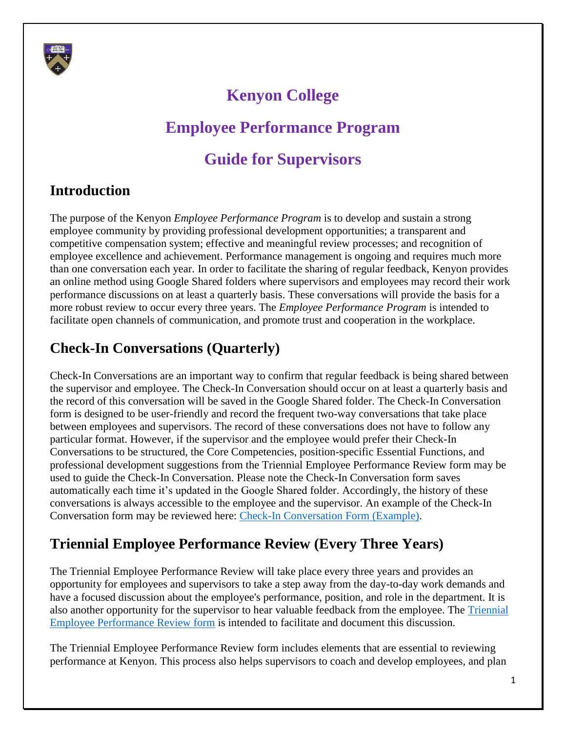# Kenyon College

# Employee Performance Program

# Guide for Supervisors

## Introduction

The purpose of the Kenyon *Employee Performance Program* is to develop and sustain a strong employee community by providing professional development opportunities; a transparent and competitive compensation system; effective and meaningful review processes; and recognition of employee excellence and achievement. Performance management is ongoing and requires much more than one conversation each year. In order to facilitate the sharing of regular feedback, Kenyon provides an online method using Google Shared folders where supervisors and employees may record their work performance discussions on at least a quarterly basis. These conversations will provide the basis for a more robust review to occur every three years. The *Employee Performance Program* is intended to facilitate open channels of communication, and promote trust and cooperation in the workplace.

## Check-In Conversations (Quarterly)

Check-In Conversations are an important way to confirm that regular feedback is being shared between the supervisor and employee. The Check-In Conversation should occur on at least a quarterly basis and the record of this conversation will be saved in the Google Shared folder. The Check-In Conversation form is designed to be user-friendly and record the frequent two-way conversations that take place between employees and supervisors. The record of these conversations does not have to follow any particular format. However, if the supervisor and the employee would prefer their Check-In Conversations to be structured, the Core Competencies, position-specific Essential Functions, and professional development suggestions from the Triennial Employee Performance Review form may be used to guide the Check-In Conversation. Please note the Check-In Conversation form saves automatically each time it's updated in the Google Shared folder. Accordingly, the history of these conversations is always accessible to the employee and the supervisor. An example of the Check-In Conversation form may be reviewed here: Check-In Conversation Form (Example).

## Triennial Employee Performance Review (Every Three Years)

The Triennial Employee Performance Review will take place every three years and provides an opportunity for employees and supervisors to take a step away from the day-to-day work demands and have a focused discussion about the employee's performance, position, and role in the department. It is also another opportunity for the supervisor to hear valuable feedback from the employee. The Triennial Employee Performance Review form is intended to facilitate and document this discussion.

The Triennial Employee Performance Review form includes elements that are essential to reviewing performance at Kenyon. This process also helps supervisors to coach and develop employees, and plan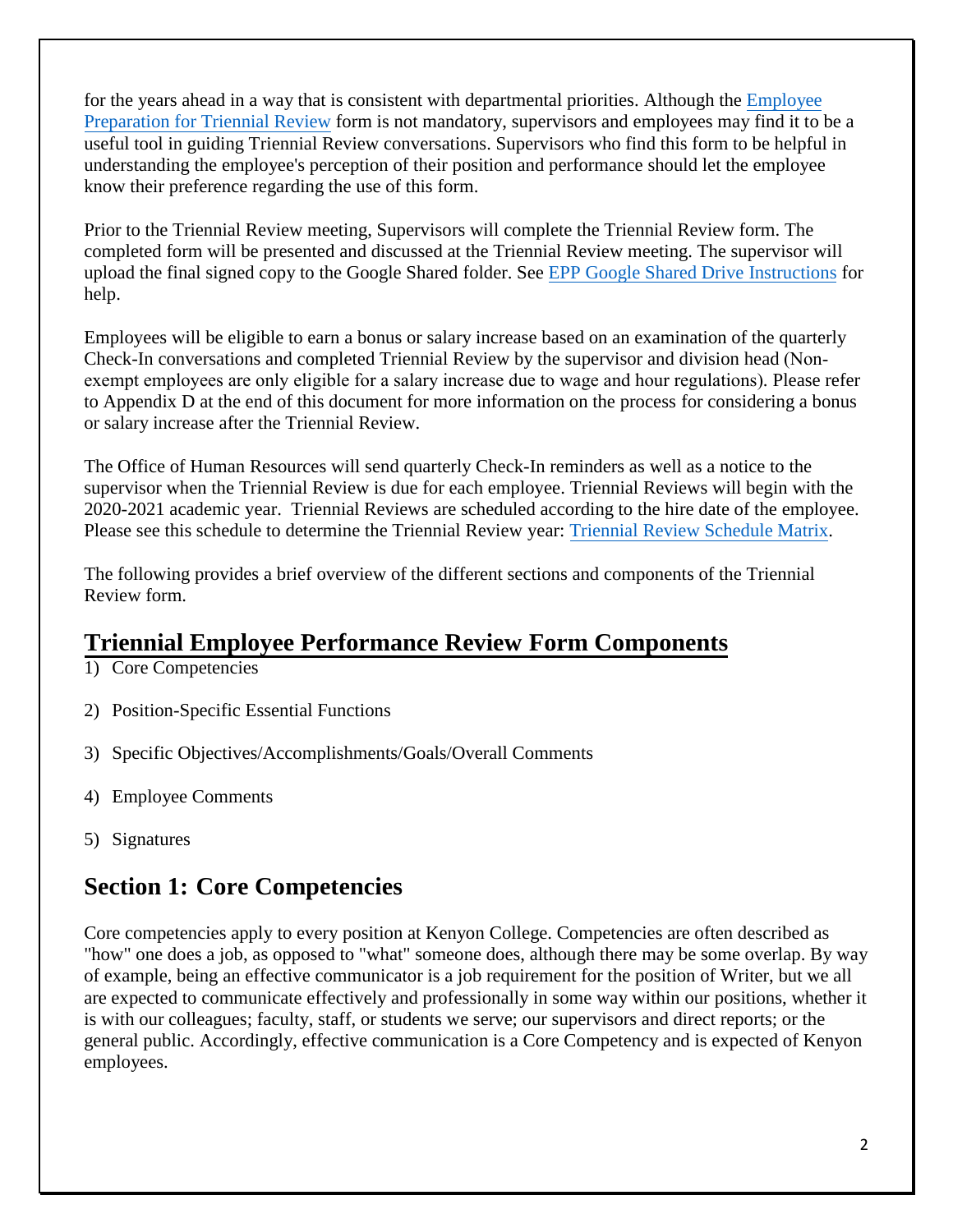for the years ahead in a way that is consistent with departmental priorities. Although the Employee Preparation for Triennial Review form is not mandatory, supervisors and employees may find it to be a useful tool in guiding Triennial Review conversations. Supervisors who find this form to be helpful in understanding the employee's perception of their position and performance should let the employee know their preference regarding the use of this form.

Prior to the Triennial Review meeting, Supervisors will complete the Triennial Review form. The completed form will be presented and discussed at the Triennial Review meeting. The supervisor will upload the final signed copy to the Google Shared folder. See EPP Google Shared Drive Instructions for help.

Employees will be eligible to earn a bonus or salary increase based on an examination of the quarterly Check-In conversations and completed Triennial Review by the supervisor and division head (Non-exempt employees are only eligible for a salary increase due to wage and hour regulations). Please refer to Appendix D at the end of this document for more information on the process for considering a bonus or salary increase after the Triennial Review.

The Office of Human Resources will send quarterly Check-In reminders as well as a notice to the supervisor when the Triennial Review is due for each employee. Triennial Reviews will begin with the 2020-2021 academic year. Triennial Reviews are scheduled according to the hire date of the employee. Please see this schedule to determine the Triennial Review year: Triennial Review Schedule Matrix.

The following provides a brief overview of the different sections and components of the Triennial Review form.

## Triennial Employee Performance Review Form Components

1) Core Competencies
2) Position-Specific Essential Functions
3) Specific Objectives/Accomplishments/Goals/Overall Comments
4) Employee Comments
5) Signatures

## Section 1: Core Competencies

Core competencies apply to every position at Kenyon College. Competencies are often described as "how" one does a job, as opposed to "what" someone does, although there may be some overlap. By way of example, being an effective communicator is a job requirement for the position of Writer, but we all are expected to communicate effectively and professionally in some way within our positions, whether it is with our colleagues; faculty, staff, or students we serve; our supervisors and direct reports; or the general public. Accordingly, effective communication is a Core Competency and is expected of Kenyon employees.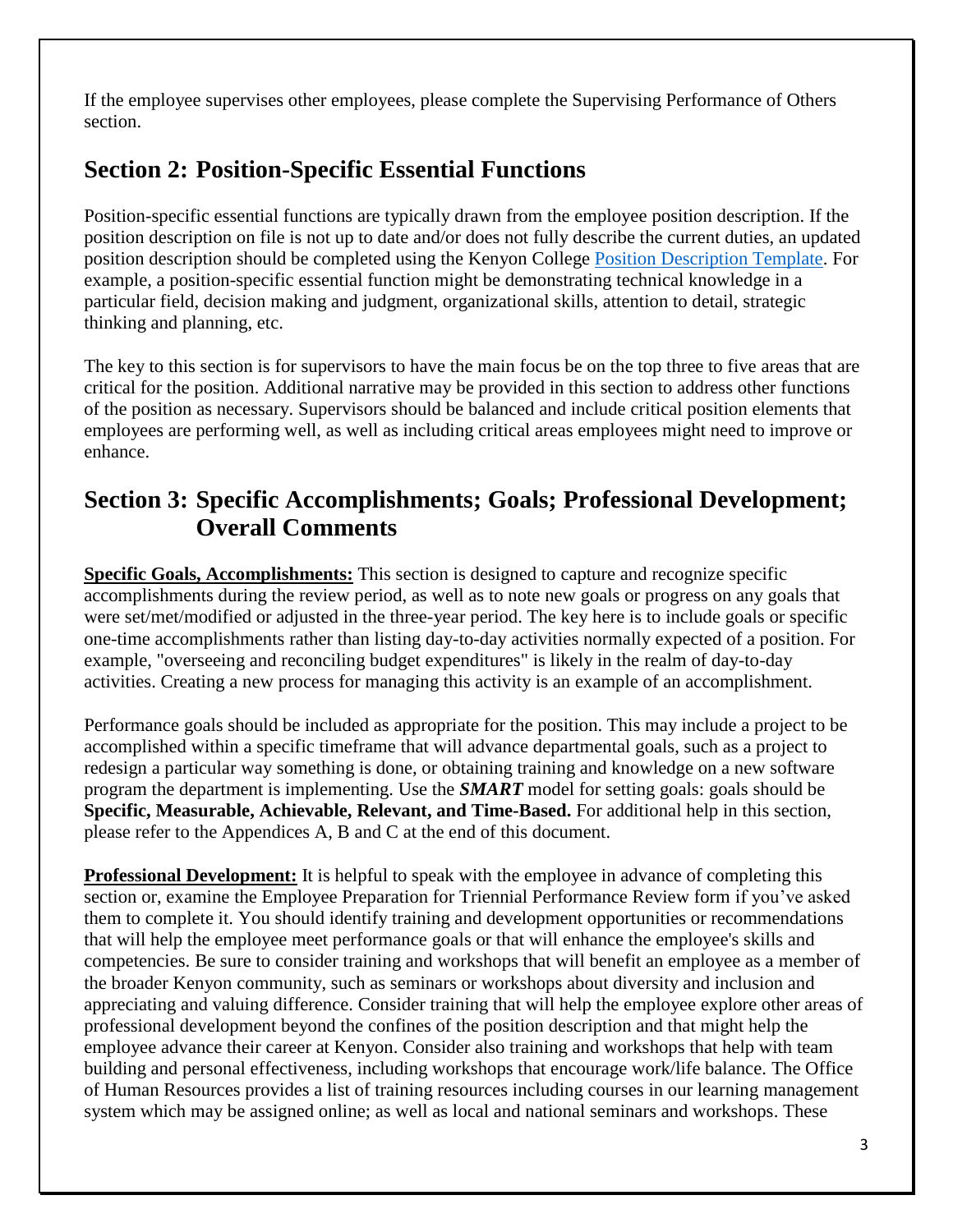If the employee supervises other employees, please complete the Supervising Performance of Others section.

## Section 2: Position-Specific Essential Functions

Position-specific essential functions are typically drawn from the employee position description. If the position description on file is not up to date and/or does not fully describe the current duties, an updated position description should be completed using the Kenyon College Position Description Template. For example, a position-specific essential function might be demonstrating technical knowledge in a particular field, decision making and judgment, organizational skills, attention to detail, strategic thinking and planning, etc.

The key to this section is for supervisors to have the main focus be on the top three to five areas that are critical for the position. Additional narrative may be provided in this section to address other functions of the position as necessary. Supervisors should be balanced and include critical position elements that employees are performing well, as well as including critical areas employees might need to improve or enhance.

## Section 3: Specific Accomplishments; Goals; Professional Development; Overall Comments

**Specific Goals, Accomplishments:** This section is designed to capture and recognize specific accomplishments during the review period, as well as to note new goals or progress on any goals that were set/met/modified or adjusted in the three-year period. The key here is to include goals or specific one-time accomplishments rather than listing day-to-day activities normally expected of a position. For example, "overseeing and reconciling budget expenditures" is likely in the realm of day-to-day activities. Creating a new process for managing this activity is an example of an accomplishment.

Performance goals should be included as appropriate for the position. This may include a project to be accomplished within a specific timeframe that will advance departmental goals, such as a project to redesign a particular way something is done, or obtaining training and knowledge on a new software program the department is implementing. Use the ***SMART*** model for setting goals: goals should be **Specific, Measurable, Achievable, Relevant, and Time-Based.** For additional help in this section, please refer to the Appendices A, B and C at the end of this document.

**Professional Development:** It is helpful to speak with the employee in advance of completing this section or, examine the Employee Preparation for Triennial Performance Review form if you've asked them to complete it. You should identify training and development opportunities or recommendations that will help the employee meet performance goals or that will enhance the employee's skills and competencies. Be sure to consider training and workshops that will benefit an employee as a member of the broader Kenyon community, such as seminars or workshops about diversity and inclusion and appreciating and valuing difference. Consider training that will help the employee explore other areas of professional development beyond the confines of the position description and that might help the employee advance their career at Kenyon. Consider also training and workshops that help with team building and personal effectiveness, including workshops that encourage work/life balance. The Office of Human Resources provides a list of training resources including courses in our learning management system which may be assigned online; as well as local and national seminars and workshops. These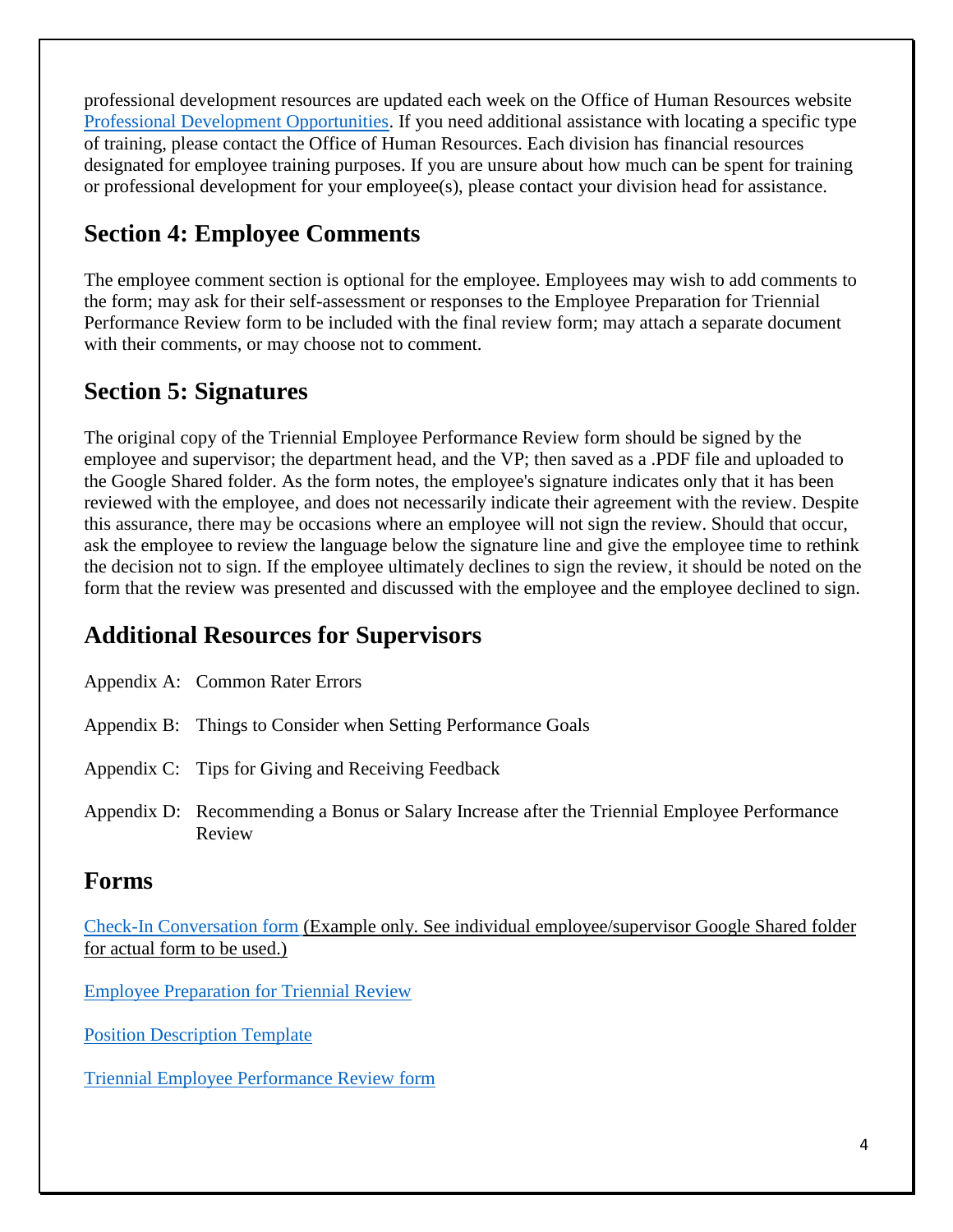professional development resources are updated each week on the Office of Human Resources website [Professional Development Opportunities](). If you need additional assistance with locating a specific type of training, please contact the Office of Human Resources. Each division has financial resources designated for employee training purposes. If you are unsure about how much can be spent for training or professional development for your employee(s), please contact your division head for assistance.

## Section 4: Employee Comments

The employee comment section is optional for the employee. Employees may wish to add comments to the form; may ask for their self-assessment or responses to the Employee Preparation for Triennial Performance Review form to be included with the final review form; may attach a separate document with their comments, or may choose not to comment.

## Section 5: Signatures

The original copy of the Triennial Employee Performance Review form should be signed by the employee and supervisor; the department head, and the VP; then saved as a .PDF file and uploaded to the Google Shared folder. As the form notes, the employee's signature indicates only that it has been reviewed with the employee, and does not necessarily indicate their agreement with the review. Despite this assurance, there may be occasions where an employee will not sign the review. Should that occur, ask the employee to review the language below the signature line and give the employee time to rethink the decision not to sign. If the employee ultimately declines to sign the review, it should be noted on the form that the review was presented and discussed with the employee and the employee declined to sign.

## Additional Resources for Supervisors

Appendix A: Common Rater Errors

Appendix B: Things to Consider when Setting Performance Goals

Appendix C: Tips for Giving and Receiving Feedback

Appendix D: Recommending a Bonus or Salary Increase after the Triennial Employee Performance Review

## Forms

Check-In Conversation form (Example only. See individual employee/supervisor Google Shared folder for actual form to be used.)

Employee Preparation for Triennial Review

Position Description Template

Triennial Employee Performance Review form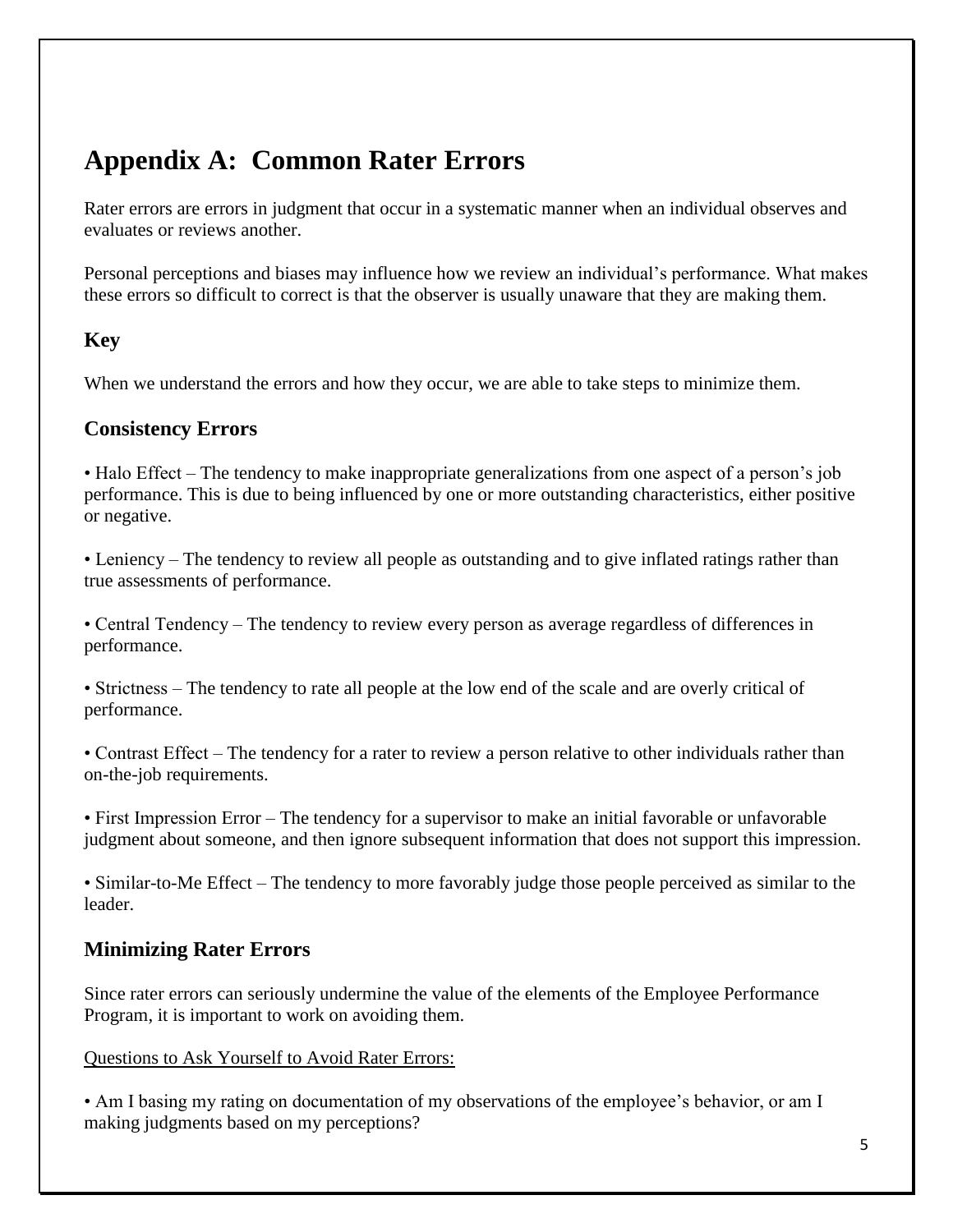# Appendix A: Common Rater Errors

Rater errors are errors in judgment that occur in a systematic manner when an individual observes and evaluates or reviews another.

Personal perceptions and biases may influence how we review an individual's performance. What makes these errors so difficult to correct is that the observer is usually unaware that they are making them.

## Key

When we understand the errors and how they occur, we are able to take steps to minimize them.

## Consistency Errors

• Halo Effect – The tendency to make inappropriate generalizations from one aspect of a person's job performance. This is due to being influenced by one or more outstanding characteristics, either positive or negative.

• Leniency – The tendency to review all people as outstanding and to give inflated ratings rather than true assessments of performance.

• Central Tendency – The tendency to review every person as average regardless of differences in performance.

• Strictness – The tendency to rate all people at the low end of the scale and are overly critical of performance.

• Contrast Effect – The tendency for a rater to review a person relative to other individuals rather than on-the-job requirements.

• First Impression Error – The tendency for a supervisor to make an initial favorable or unfavorable judgment about someone, and then ignore subsequent information that does not support this impression.

• Similar-to-Me Effect – The tendency to more favorably judge those people perceived as similar to the leader.

## Minimizing Rater Errors

Since rater errors can seriously undermine the value of the elements of the Employee Performance Program, it is important to work on avoiding them.

<u>Questions to Ask Yourself to Avoid Rater Errors:</u>

• Am I basing my rating on documentation of my observations of the employee's behavior, or am I making judgments based on my perceptions?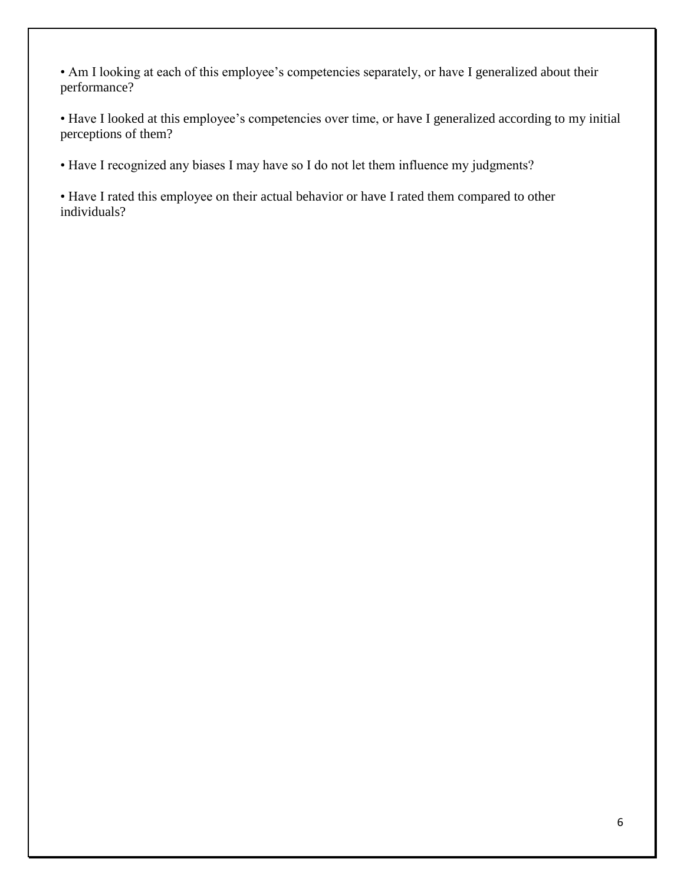- Am I looking at each of this employee's competencies separately, or have I generalized about their performance?

- Have I looked at this employee's competencies over time, or have I generalized according to my initial perceptions of them?

- Have I recognized any biases I may have so I do not let them influence my judgments?

- Have I rated this employee on their actual behavior or have I rated them compared to other individuals?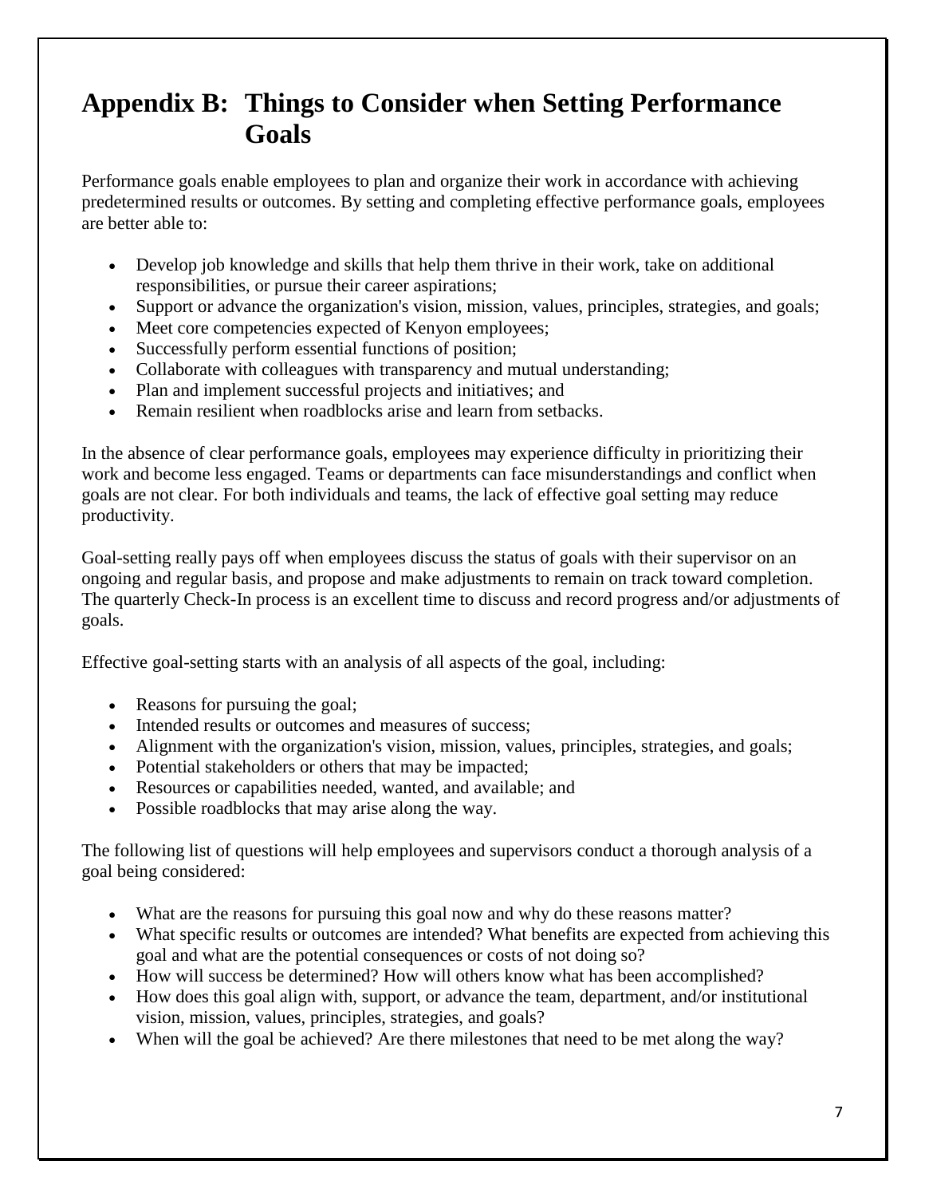# Appendix B: Things to Consider when Setting Performance Goals

Performance goals enable employees to plan and organize their work in accordance with achieving predetermined results or outcomes. By setting and completing effective performance goals, employees are better able to:

- Develop job knowledge and skills that help them thrive in their work, take on additional responsibilities, or pursue their career aspirations;
- Support or advance the organization's vision, mission, values, principles, strategies, and goals;
- Meet core competencies expected of Kenyon employees;
- Successfully perform essential functions of position;
- Collaborate with colleagues with transparency and mutual understanding;
- Plan and implement successful projects and initiatives; and
- Remain resilient when roadblocks arise and learn from setbacks.

In the absence of clear performance goals, employees may experience difficulty in prioritizing their work and become less engaged. Teams or departments can face misunderstandings and conflict when goals are not clear. For both individuals and teams, the lack of effective goal setting may reduce productivity.

Goal-setting really pays off when employees discuss the status of goals with their supervisor on an ongoing and regular basis, and propose and make adjustments to remain on track toward completion. The quarterly Check-In process is an excellent time to discuss and record progress and/or adjustments of goals.

Effective goal-setting starts with an analysis of all aspects of the goal, including:

- Reasons for pursuing the goal;
- Intended results or outcomes and measures of success;
- Alignment with the organization's vision, mission, values, principles, strategies, and goals;
- Potential stakeholders or others that may be impacted;
- Resources or capabilities needed, wanted, and available; and
- Possible roadblocks that may arise along the way.

The following list of questions will help employees and supervisors conduct a thorough analysis of a goal being considered:

- What are the reasons for pursuing this goal now and why do these reasons matter?
- What specific results or outcomes are intended? What benefits are expected from achieving this goal and what are the potential consequences or costs of not doing so?
- How will success be determined? How will others know what has been accomplished?
- How does this goal align with, support, or advance the team, department, and/or institutional vision, mission, values, principles, strategies, and goals?
- When will the goal be achieved? Are there milestones that need to be met along the way?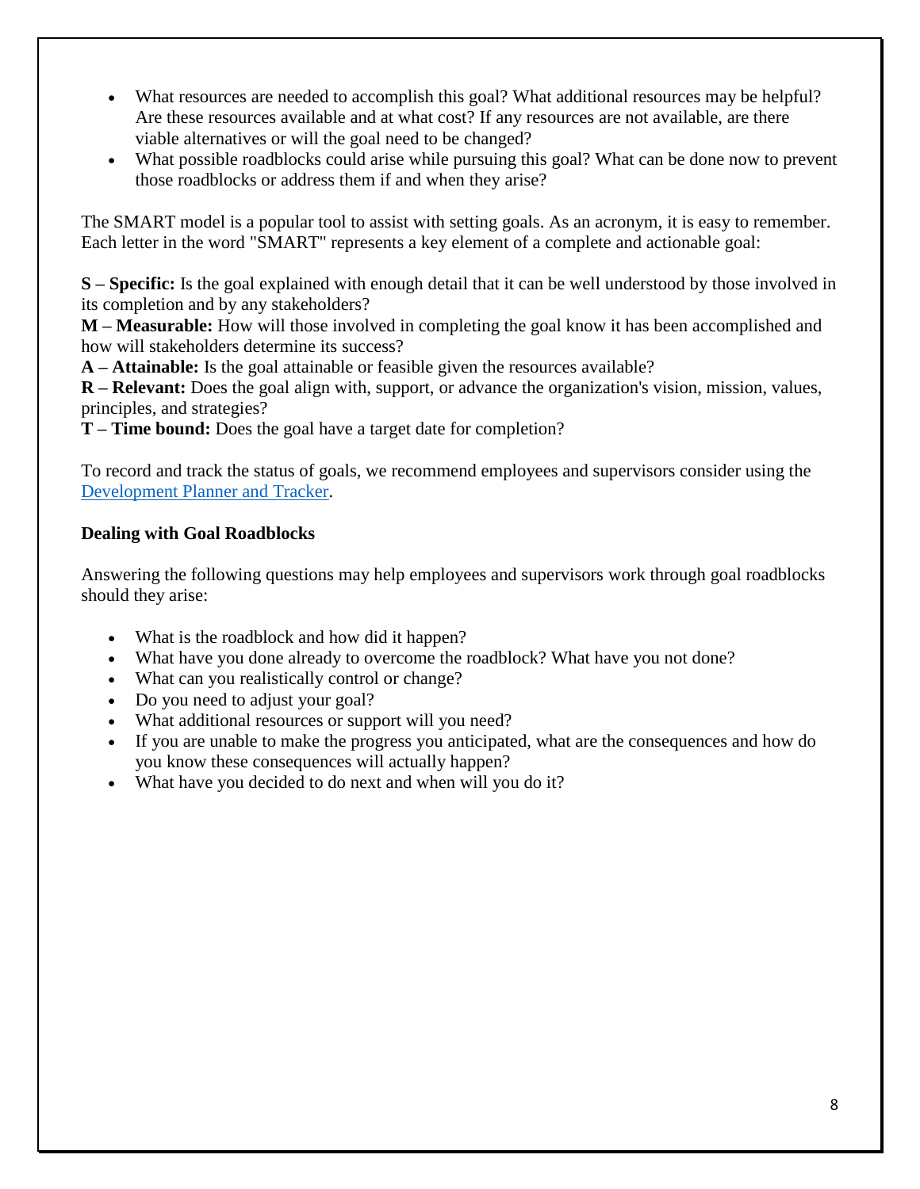- What resources are needed to accomplish this goal? What additional resources may be helpful? Are these resources available and at what cost? If any resources are not available, are there viable alternatives or will the goal need to be changed?
- What possible roadblocks could arise while pursuing this goal? What can be done now to prevent those roadblocks or address them if and when they arise?

The SMART model is a popular tool to assist with setting goals. As an acronym, it is easy to remember. Each letter in the word "SMART" represents a key element of a complete and actionable goal:

**S – Specific:** Is the goal explained with enough detail that it can be well understood by those involved in its completion and by any stakeholders?
**M – Measurable:** How will those involved in completing the goal know it has been accomplished and how will stakeholders determine its success?
**A – Attainable:** Is the goal attainable or feasible given the resources available?
**R – Relevant:** Does the goal align with, support, or advance the organization's vision, mission, values, principles, and strategies?
**T – Time bound:** Does the goal have a target date for completion?

To record and track the status of goals, we recommend employees and supervisors consider using the [Development Planner and Tracker].

**Dealing with Goal Roadblocks**

Answering the following questions may help employees and supervisors work through goal roadblocks should they arise:

- What is the roadblock and how did it happen?
- What have you done already to overcome the roadblock? What have you not done?
- What can you realistically control or change?
- Do you need to adjust your goal?
- What additional resources or support will you need?
- If you are unable to make the progress you anticipated, what are the consequences and how do you know these consequences will actually happen?
- What have you decided to do next and when will you do it?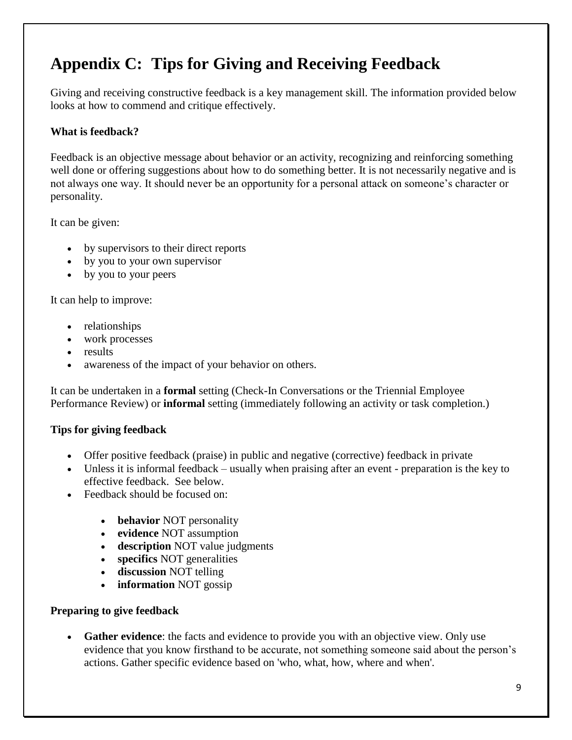# Appendix C: Tips for Giving and Receiving Feedback

Giving and receiving constructive feedback is a key management skill. The information provided below looks at how to commend and critique effectively.

### What is feedback?

Feedback is an objective message about behavior or an activity, recognizing and reinforcing something well done or offering suggestions about how to do something better. It is not necessarily negative and is not always one way. It should never be an opportunity for a personal attack on someone's character or personality.

It can be given:

- by supervisors to their direct reports
- by you to your own supervisor
- by you to your peers

It can help to improve:

- relationships
- work processes
- results
- awareness of the impact of your behavior on others.

It can be undertaken in a **formal** setting (Check-In Conversations or the Triennial Employee Performance Review) or **informal** setting (immediately following an activity or task completion.)

### Tips for giving feedback

- Offer positive feedback (praise) in public and negative (corrective) feedback in private
- Unless it is informal feedback – usually when praising after an event - preparation is the key to effective feedback. See below.
- Feedback should be focused on:
    - **behavior** NOT personality
    - **evidence** NOT assumption
    - **description** NOT value judgments
    - **specifics** NOT generalities
    - **discussion** NOT telling
    - **information** NOT gossip

### Preparing to give feedback

- **Gather evidence**: the facts and evidence to provide you with an objective view. Only use evidence that you know firsthand to be accurate, not something someone said about the person's actions. Gather specific evidence based on 'who, what, how, where and when'.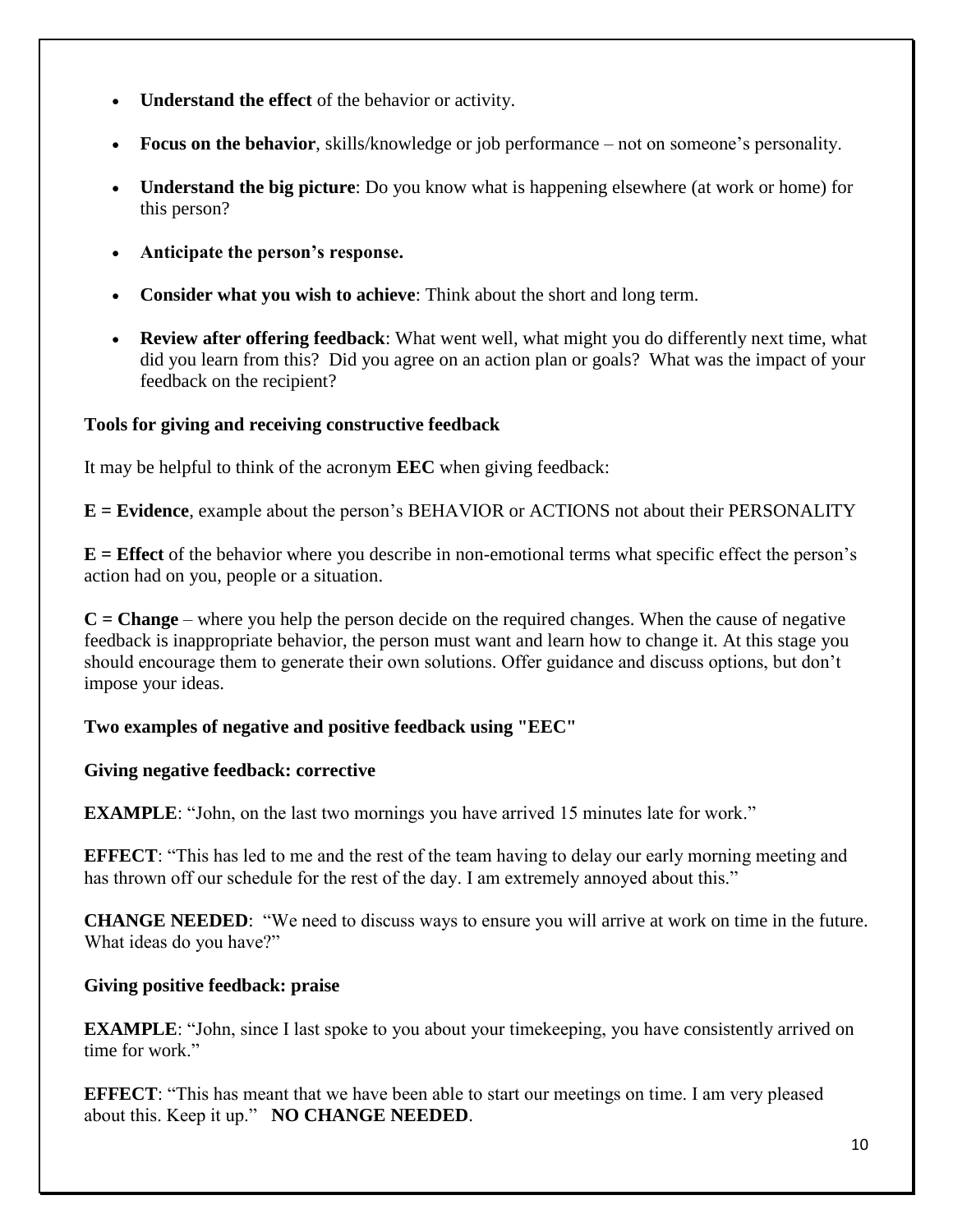- **Understand the effect** of the behavior or activity.
- **Focus on the behavior**, skills/knowledge or job performance – not on someone's personality.
- **Understand the big picture**: Do you know what is happening elsewhere (at work or home) for this person?
- **Anticipate the person's response.**
- **Consider what you wish to achieve**: Think about the short and long term.
- **Review after offering feedback**: What went well, what might you do differently next time, what did you learn from this? Did you agree on an action plan or goals? What was the impact of your feedback on the recipient?

### Tools for giving and receiving constructive feedback

It may be helpful to think of the acronym **EEC** when giving feedback:

**E = Evidence**, example about the person's BEHAVIOR or ACTIONS not about their PERSONALITY

**E = Effect** of the behavior where you describe in non-emotional terms what specific effect the person's action had on you, people or a situation.

**C = Change** – where you help the person decide on the required changes. When the cause of negative feedback is inappropriate behavior, the person must want and learn how to change it. At this stage you should encourage them to generate their own solutions. Offer guidance and discuss options, but don't impose your ideas.

### Two examples of negative and positive feedback using "EEC"

#### Giving negative feedback: corrective

**EXAMPLE**: "John, on the last two mornings you have arrived 15 minutes late for work."

**EFFECT**: "This has led to me and the rest of the team having to delay our early morning meeting and has thrown off our schedule for the rest of the day. I am extremely annoyed about this."

**CHANGE NEEDED**: "We need to discuss ways to ensure you will arrive at work on time in the future. What ideas do you have?"

#### Giving positive feedback: praise

**EXAMPLE**: "John, since I last spoke to you about your timekeeping, you have consistently arrived on time for work."

**EFFECT**: "This has meant that we have been able to start our meetings on time. I am very pleased about this. Keep it up." **NO CHANGE NEEDED**.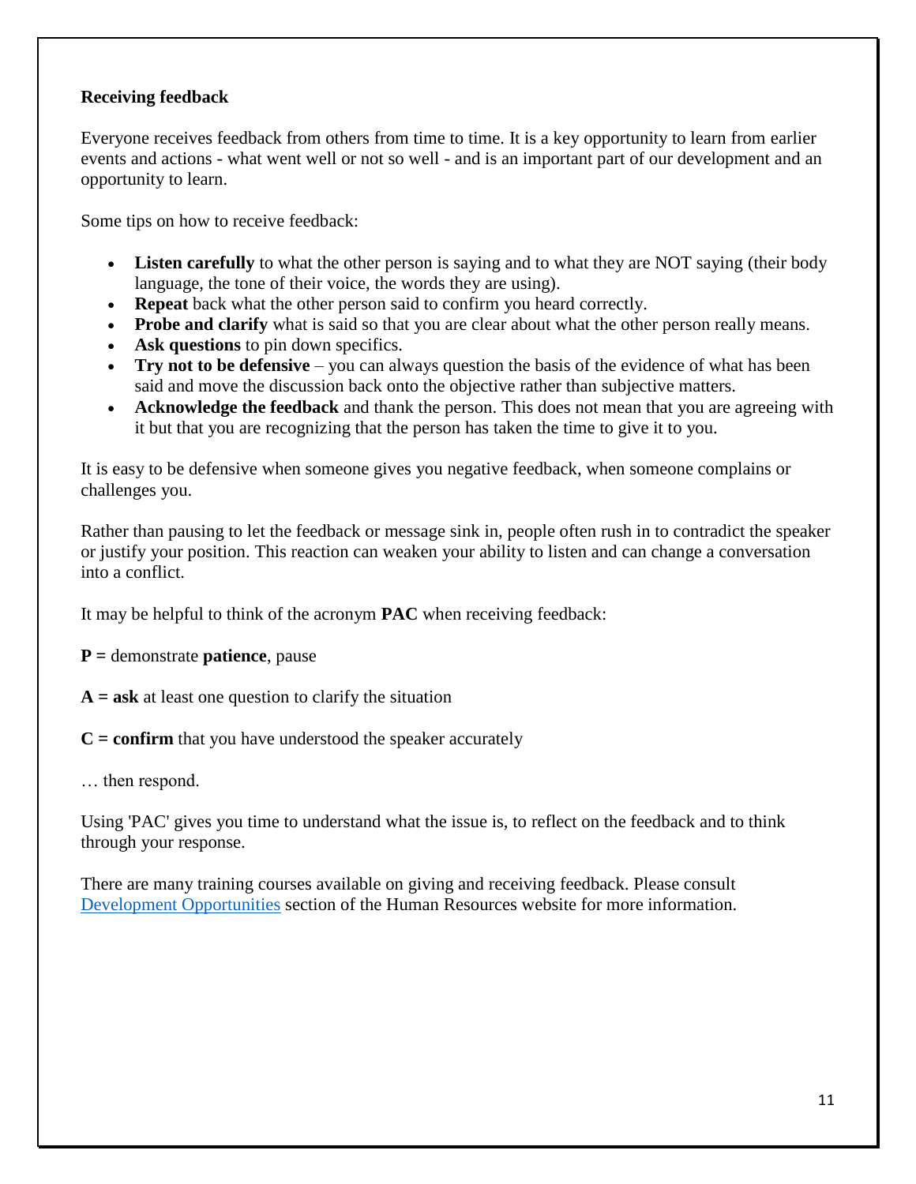**Receiving feedback**

Everyone receives feedback from others from time to time. It is a key opportunity to learn from earlier events and actions - what went well or not so well - and is an important part of our development and an opportunity to learn.

Some tips on how to receive feedback:

- **Listen carefully** to what the other person is saying and to what they are NOT saying (their body language, the tone of their voice, the words they are using).
- **Repeat** back what the other person said to confirm you heard correctly.
- **Probe and clarify** what is said so that you are clear about what the other person really means.
- **Ask questions** to pin down specifics.
- **Try not to be defensive** – you can always question the basis of the evidence of what has been said and move the discussion back onto the objective rather than subjective matters.
- **Acknowledge the feedback** and thank the person. This does not mean that you are agreeing with it but that you are recognizing that the person has taken the time to give it to you.

It is easy to be defensive when someone gives you negative feedback, when someone complains or challenges you.

Rather than pausing to let the feedback or message sink in, people often rush in to contradict the speaker or justify your position. This reaction can weaken your ability to listen and can change a conversation into a conflict.

It may be helpful to think of the acronym **PAC** when receiving feedback:

**P =** demonstrate **patience**, pause

**A = ask** at least one question to clarify the situation

**C = confirm** that you have understood the speaker accurately

… then respond.

Using 'PAC' gives you time to understand what the issue is, to reflect on the feedback and to think through your response.

There are many training courses available on giving and receiving feedback. Please consult Development Opportunities section of the Human Resources website for more information.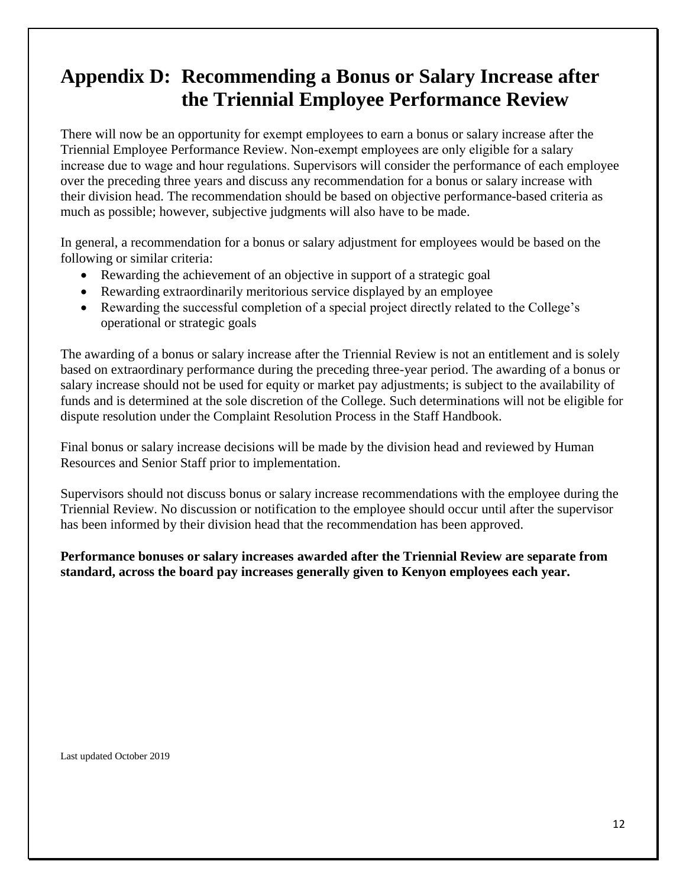# Appendix D: Recommending a Bonus or Salary Increase after the Triennial Employee Performance Review

There will now be an opportunity for exempt employees to earn a bonus or salary increase after the Triennial Employee Performance Review. Non-exempt employees are only eligible for a salary increase due to wage and hour regulations. Supervisors will consider the performance of each employee over the preceding three years and discuss any recommendation for a bonus or salary increase with their division head. The recommendation should be based on objective performance-based criteria as much as possible; however, subjective judgments will also have to be made.

In general, a recommendation for a bonus or salary adjustment for employees would be based on the following or similar criteria:

- Rewarding the achievement of an objective in support of a strategic goal
- Rewarding extraordinarily meritorious service displayed by an employee
- Rewarding the successful completion of a special project directly related to the College's operational or strategic goals

The awarding of a bonus or salary increase after the Triennial Review is not an entitlement and is solely based on extraordinary performance during the preceding three-year period. The awarding of a bonus or salary increase should not be used for equity or market pay adjustments; is subject to the availability of funds and is determined at the sole discretion of the College. Such determinations will not be eligible for dispute resolution under the Complaint Resolution Process in the Staff Handbook.

Final bonus or salary increase decisions will be made by the division head and reviewed by Human Resources and Senior Staff prior to implementation.

Supervisors should not discuss bonus or salary increase recommendations with the employee during the Triennial Review. No discussion or notification to the employee should occur until after the supervisor has been informed by their division head that the recommendation has been approved.

**Performance bonuses or salary increases awarded after the Triennial Review are separate from standard, across the board pay increases generally given to Kenyon employees each year.**

Last updated October 2019